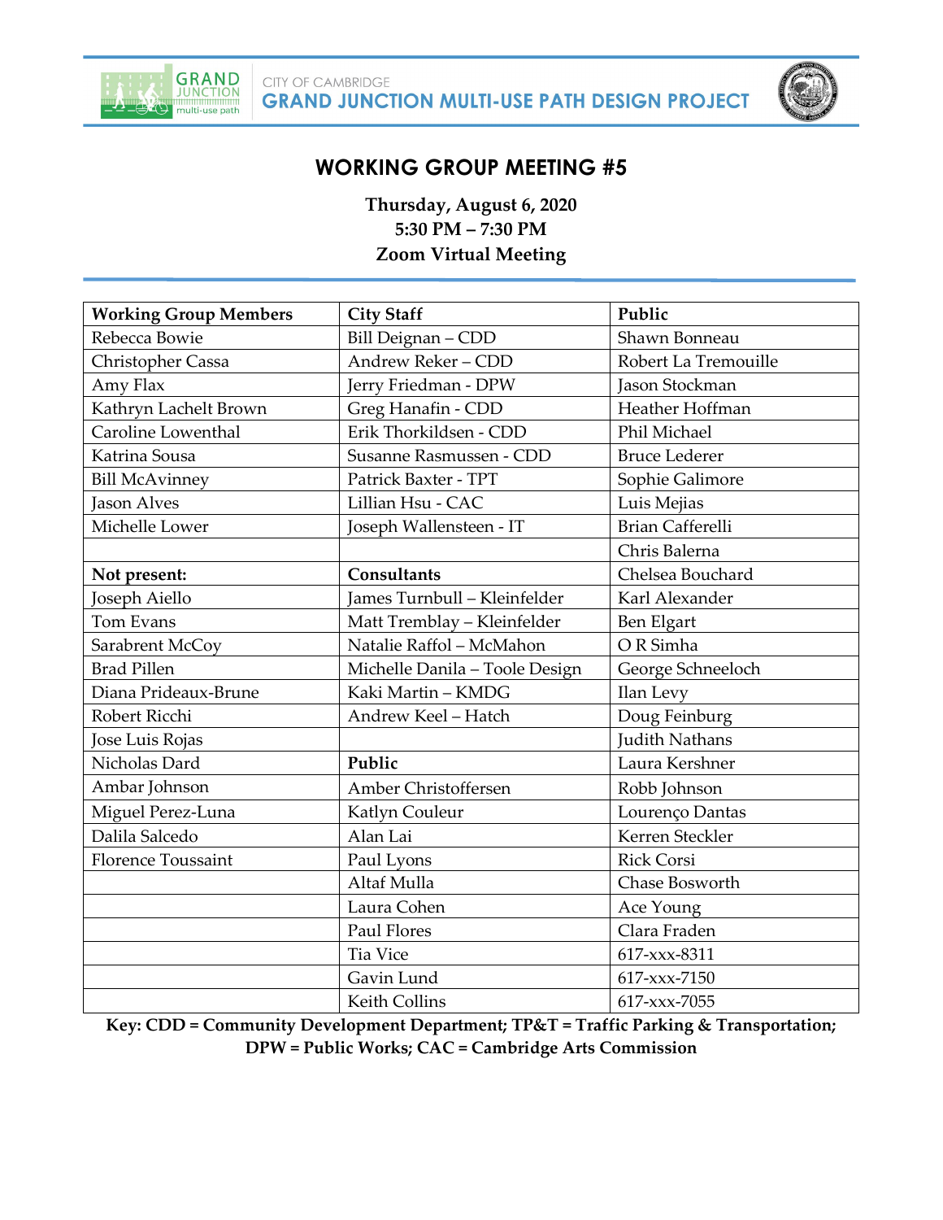CITY OF CAMBRIDGE
**GRAND JUNCTION MULTI-USE PATH DESIGN PROJECT**

# WORKING GROUP MEETING #5

**Thursday, August 6, 2020**
**5:30 PM – 7:30 PM**
**Zoom Virtual Meeting**

| **Working Group Members** | **City Staff** | **Public** |
|---|---|---|
| Rebecca Bowie | Bill Deignan – CDD | Shawn Bonneau |
| Christopher Cassa | Andrew Reker – CDD | Robert La Tremouille |
| Amy Flax | Jerry Friedman - DPW | Jason Stockman |
| Kathryn Lachelt Brown | Greg Hanafin - CDD | Heather Hoffman |
| Caroline Lowenthal | Erik Thorkildsen - CDD | Phil Michael |
| Katrina Sousa | Susanne Rasmussen - CDD | Bruce Lederer |
| Bill McAvinney | Patrick Baxter - TPT | Sophie Galimore |
| Jason Alves | Lillian Hsu - CAC | Luis Mejias |
| Michelle Lower | Joseph Wallensteen - IT | Brian Cafferelli |
| | | Chris Balerna |
| **Not present:** | **Consultants** | Chelsea Bouchard |
| Joseph Aiello | James Turnbull – Kleinfelder | Karl Alexander |
| Tom Evans | Matt Tremblay – Kleinfelder | Ben Elgart |
| Sarabrent McCoy | Natalie Raffol – McMahon | O R Simha |
| Brad Pillen | Michelle Danila – Toole Design | George Schneeloch |
| Diana Prideaux-Brune | Kaki Martin – KMDG | Ilan Levy |
| Robert Ricchi | Andrew Keel – Hatch | Doug Feinburg |
| Jose Luis Rojas | | Judith Nathans |
| Nicholas Dard | **Public** | Laura Kershner |
| Ambar Johnson | Amber Christoffersen | Robb Johnson |
| Miguel Perez-Luna | Katlyn Couleur | Lourenço Dantas |
| Dalila Salcedo | Alan Lai | Kerren Steckler |
| Florence Toussaint | Paul Lyons | Rick Corsi |
| | Altaf Mulla | Chase Bosworth |
| | Laura Cohen | Ace Young |
| | Paul Flores | Clara Fraden |
| | Tia Vice | 617-xxx-8311 |
| | Gavin Lund | 617-xxx-7150 |
| | Keith Collins | 617-xxx-7055 |

**Key: CDD = Community Development Department; TP&T = Traffic Parking & Transportation; DPW = Public Works; CAC = Cambridge Arts Commission**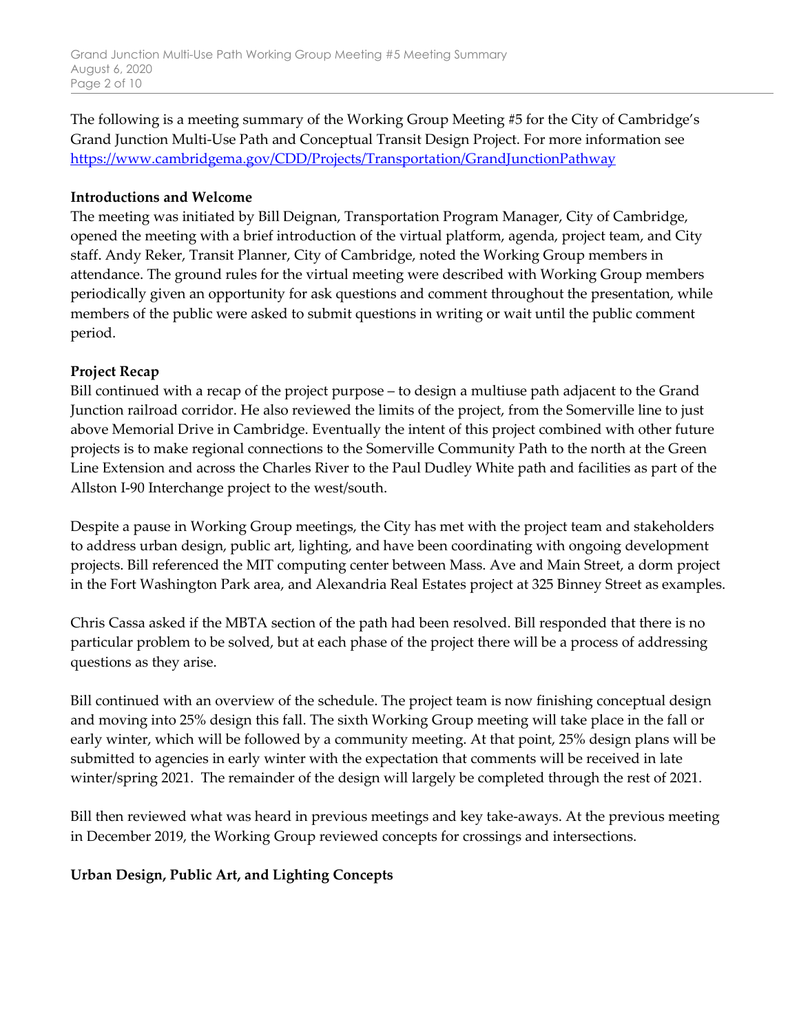The following is a meeting summary of the Working Group Meeting #5 for the City of Cambridge's Grand Junction Multi-Use Path and Conceptual Transit Design Project. For more information see [https://www.cambridgema.gov/CDD/Projects/Transportation/GrandJunctionPathway](https://www.cambridgema.gov/CDD/Projects/Transportation/GrandJunctionPathway)

**Introductions and Welcome**

The meeting was initiated by Bill Deignan, Transportation Program Manager, City of Cambridge, opened the meeting with a brief introduction of the virtual platform, agenda, project team, and City staff. Andy Reker, Transit Planner, City of Cambridge, noted the Working Group members in attendance. The ground rules for the virtual meeting were described with Working Group members periodically given an opportunity for ask questions and comment throughout the presentation, while members of the public were asked to submit questions in writing or wait until the public comment period.

**Project Recap**

Bill continued with a recap of the project purpose – to design a multiuse path adjacent to the Grand Junction railroad corridor. He also reviewed the limits of the project, from the Somerville line to just above Memorial Drive in Cambridge. Eventually the intent of this project combined with other future projects is to make regional connections to the Somerville Community Path to the north at the Green Line Extension and across the Charles River to the Paul Dudley White path and facilities as part of the Allston I-90 Interchange project to the west/south.

Despite a pause in Working Group meetings, the City has met with the project team and stakeholders to address urban design, public art, lighting, and have been coordinating with ongoing development projects. Bill referenced the MIT computing center between Mass. Ave and Main Street, a dorm project in the Fort Washington Park area, and Alexandria Real Estates project at 325 Binney Street as examples.

Chris Cassa asked if the MBTA section of the path had been resolved. Bill responded that there is no particular problem to be solved, but at each phase of the project there will be a process of addressing questions as they arise.

Bill continued with an overview of the schedule. The project team is now finishing conceptual design and moving into 25% design this fall. The sixth Working Group meeting will take place in the fall or early winter, which will be followed by a community meeting. At that point, 25% design plans will be submitted to agencies in early winter with the expectation that comments will be received in late winter/spring 2021. The remainder of the design will largely be completed through the rest of 2021.

Bill then reviewed what was heard in previous meetings and key take-aways. At the previous meeting in December 2019, the Working Group reviewed concepts for crossings and intersections.

**Urban Design, Public Art, and Lighting Concepts**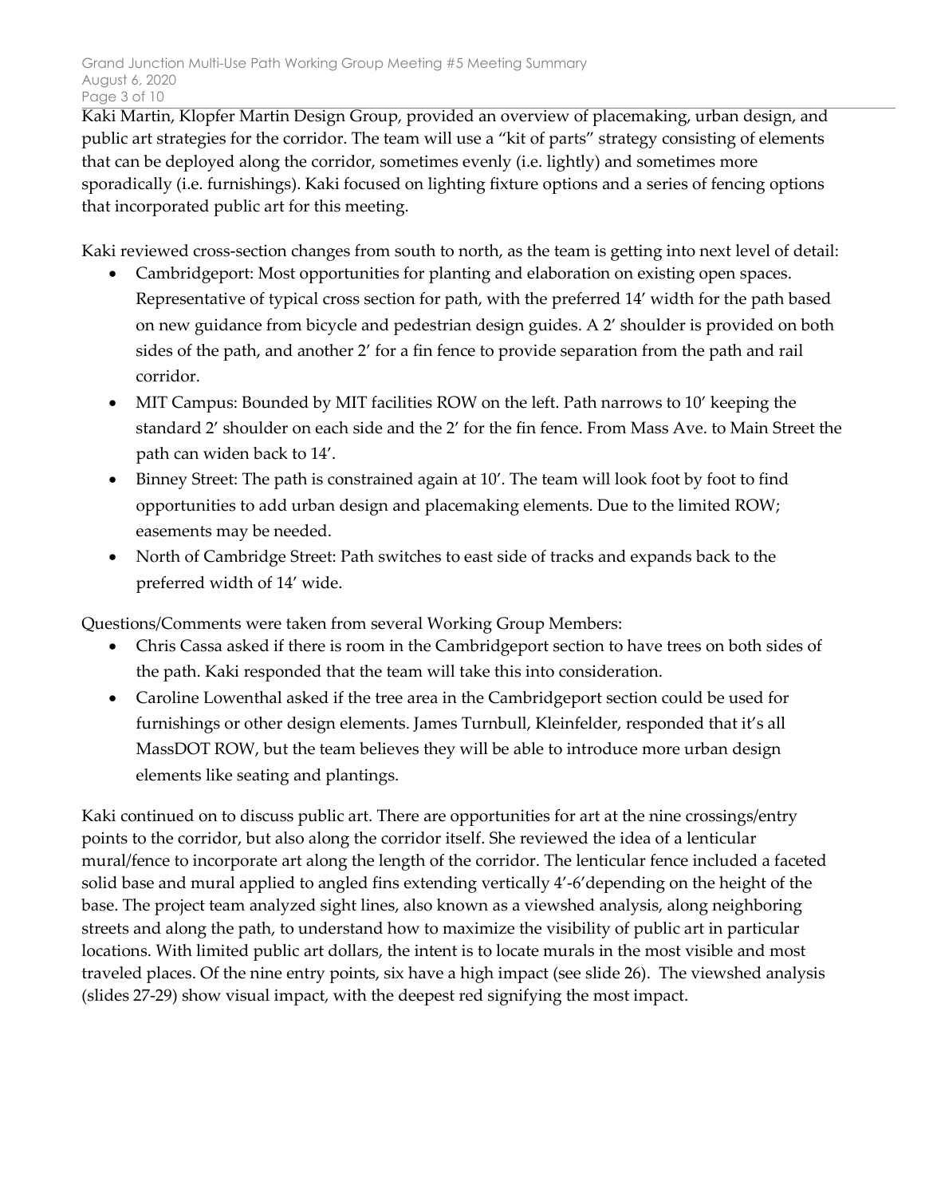Kaki Martin, Klopfer Martin Design Group, provided an overview of placemaking, urban design, and public art strategies for the corridor. The team will use a "kit of parts" strategy consisting of elements that can be deployed along the corridor, sometimes evenly (i.e. lightly) and sometimes more sporadically (i.e. furnishings). Kaki focused on lighting fixture options and a series of fencing options that incorporated public art for this meeting.

Kaki reviewed cross-section changes from south to north, as the team is getting into next level of detail:

- Cambridgeport: Most opportunities for planting and elaboration on existing open spaces. Representative of typical cross section for path, with the preferred 14' width for the path based on new guidance from bicycle and pedestrian design guides. A 2' shoulder is provided on both sides of the path, and another 2' for a fin fence to provide separation from the path and rail corridor.
- MIT Campus: Bounded by MIT facilities ROW on the left. Path narrows to 10' keeping the standard 2' shoulder on each side and the 2' for the fin fence. From Mass Ave. to Main Street the path can widen back to 14'.
- Binney Street: The path is constrained again at 10'. The team will look foot by foot to find opportunities to add urban design and placemaking elements. Due to the limited ROW; easements may be needed.
- North of Cambridge Street: Path switches to east side of tracks and expands back to the preferred width of 14' wide.

Questions/Comments were taken from several Working Group Members:

- Chris Cassa asked if there is room in the Cambridgeport section to have trees on both sides of the path. Kaki responded that the team will take this into consideration.
- Caroline Lowenthal asked if the tree area in the Cambridgeport section could be used for furnishings or other design elements. James Turnbull, Kleinfelder, responded that it's all MassDOT ROW, but the team believes they will be able to introduce more urban design elements like seating and plantings.

Kaki continued on to discuss public art. There are opportunities for art at the nine crossings/entry points to the corridor, but also along the corridor itself. She reviewed the idea of a lenticular mural/fence to incorporate art along the length of the corridor. The lenticular fence included a faceted solid base and mural applied to angled fins extending vertically 4'-6'depending on the height of the base. The project team analyzed sight lines, also known as a viewshed analysis, along neighboring streets and along the path, to understand how to maximize the visibility of public art in particular locations. With limited public art dollars, the intent is to locate murals in the most visible and most traveled places. Of the nine entry points, six have a high impact (see slide 26). The viewshed analysis (slides 27-29) show visual impact, with the deepest red signifying the most impact.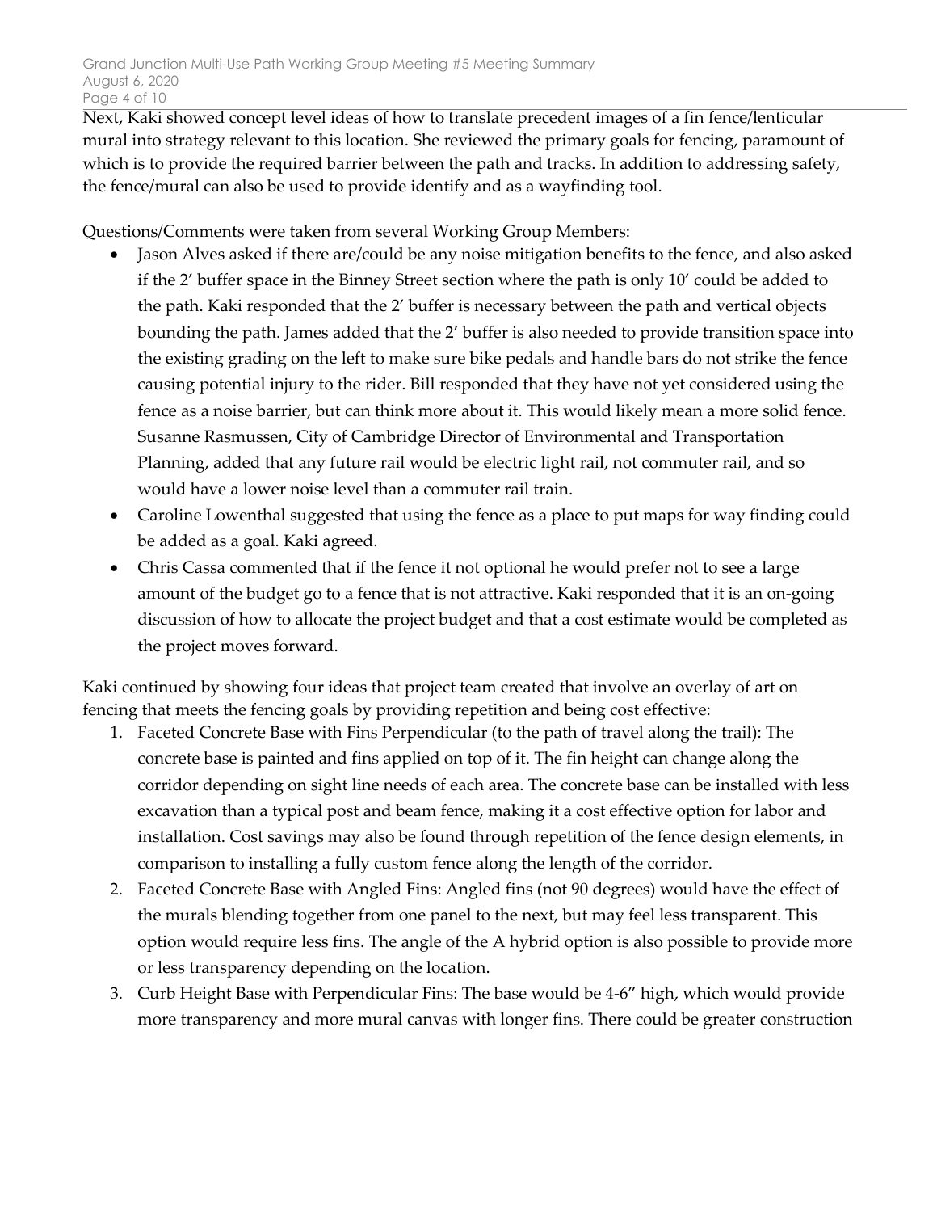Next, Kaki showed concept level ideas of how to translate precedent images of a fin fence/lenticular mural into strategy relevant to this location. She reviewed the primary goals for fencing, paramount of which is to provide the required barrier between the path and tracks. In addition to addressing safety, the fence/mural can also be used to provide identify and as a wayfinding tool.

Questions/Comments were taken from several Working Group Members:

- Jason Alves asked if there are/could be any noise mitigation benefits to the fence, and also asked if the 2' buffer space in the Binney Street section where the path is only 10' could be added to the path. Kaki responded that the 2' buffer is necessary between the path and vertical objects bounding the path. James added that the 2' buffer is also needed to provide transition space into the existing grading on the left to make sure bike pedals and handle bars do not strike the fence causing potential injury to the rider. Bill responded that they have not yet considered using the fence as a noise barrier, but can think more about it. This would likely mean a more solid fence. Susanne Rasmussen, City of Cambridge Director of Environmental and Transportation Planning, added that any future rail would be electric light rail, not commuter rail, and so would have a lower noise level than a commuter rail train.
- Caroline Lowenthal suggested that using the fence as a place to put maps for way finding could be added as a goal. Kaki agreed.
- Chris Cassa commented that if the fence it not optional he would prefer not to see a large amount of the budget go to a fence that is not attractive. Kaki responded that it is an on-going discussion of how to allocate the project budget and that a cost estimate would be completed as the project moves forward.

Kaki continued by showing four ideas that project team created that involve an overlay of art on fencing that meets the fencing goals by providing repetition and being cost effective:

1. Faceted Concrete Base with Fins Perpendicular (to the path of travel along the trail): The concrete base is painted and fins applied on top of it. The fin height can change along the corridor depending on sight line needs of each area. The concrete base can be installed with less excavation than a typical post and beam fence, making it a cost effective option for labor and installation. Cost savings may also be found through repetition of the fence design elements, in comparison to installing a fully custom fence along the length of the corridor.
2. Faceted Concrete Base with Angled Fins: Angled fins (not 90 degrees) would have the effect of the murals blending together from one panel to the next, but may feel less transparent. This option would require less fins. The angle of the A hybrid option is also possible to provide more or less transparency depending on the location.
3. Curb Height Base with Perpendicular Fins: The base would be 4-6" high, which would provide more transparency and more mural canvas with longer fins. There could be greater construction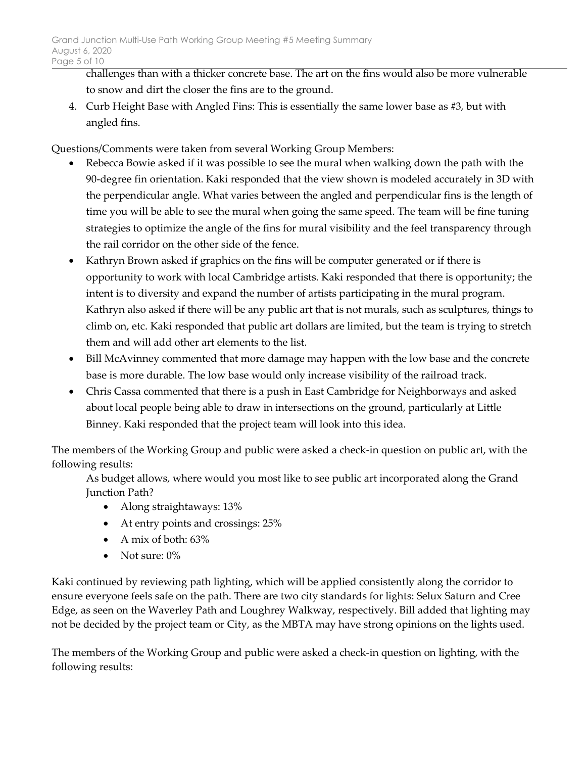challenges than with a thicker concrete base. The art on the fins would also be more vulnerable to snow and dirt the closer the fins are to the ground.

4. Curb Height Base with Angled Fins: This is essentially the same lower base as #3, but with angled fins.

Questions/Comments were taken from several Working Group Members:

- Rebecca Bowie asked if it was possible to see the mural when walking down the path with the 90-degree fin orientation. Kaki responded that the view shown is modeled accurately in 3D with the perpendicular angle. What varies between the angled and perpendicular fins is the length of time you will be able to see the mural when going the same speed. The team will be fine tuning strategies to optimize the angle of the fins for mural visibility and the feel transparency through the rail corridor on the other side of the fence.
- Kathryn Brown asked if graphics on the fins will be computer generated or if there is opportunity to work with local Cambridge artists. Kaki responded that there is opportunity; the intent is to diversity and expand the number of artists participating in the mural program. Kathryn also asked if there will be any public art that is not murals, such as sculptures, things to climb on, etc. Kaki responded that public art dollars are limited, but the team is trying to stretch them and will add other art elements to the list.
- Bill McAvinney commented that more damage may happen with the low base and the concrete base is more durable. The low base would only increase visibility of the railroad track.
- Chris Cassa commented that there is a push in East Cambridge for Neighborways and asked about local people being able to draw in intersections on the ground, particularly at Little Binney. Kaki responded that the project team will look into this idea.

The members of the Working Group and public were asked a check-in question on public art, with the following results:

As budget allows, where would you most like to see public art incorporated along the Grand Junction Path?

- Along straightaways: 13%
- At entry points and crossings: 25%
- A mix of both: 63%
- Not sure: 0%

Kaki continued by reviewing path lighting, which will be applied consistently along the corridor to ensure everyone feels safe on the path. There are two city standards for lights: Selux Saturn and Cree Edge, as seen on the Waverley Path and Loughrey Walkway, respectively. Bill added that lighting may not be decided by the project team or City, as the MBTA may have strong opinions on the lights used.

The members of the Working Group and public were asked a check-in question on lighting, with the following results: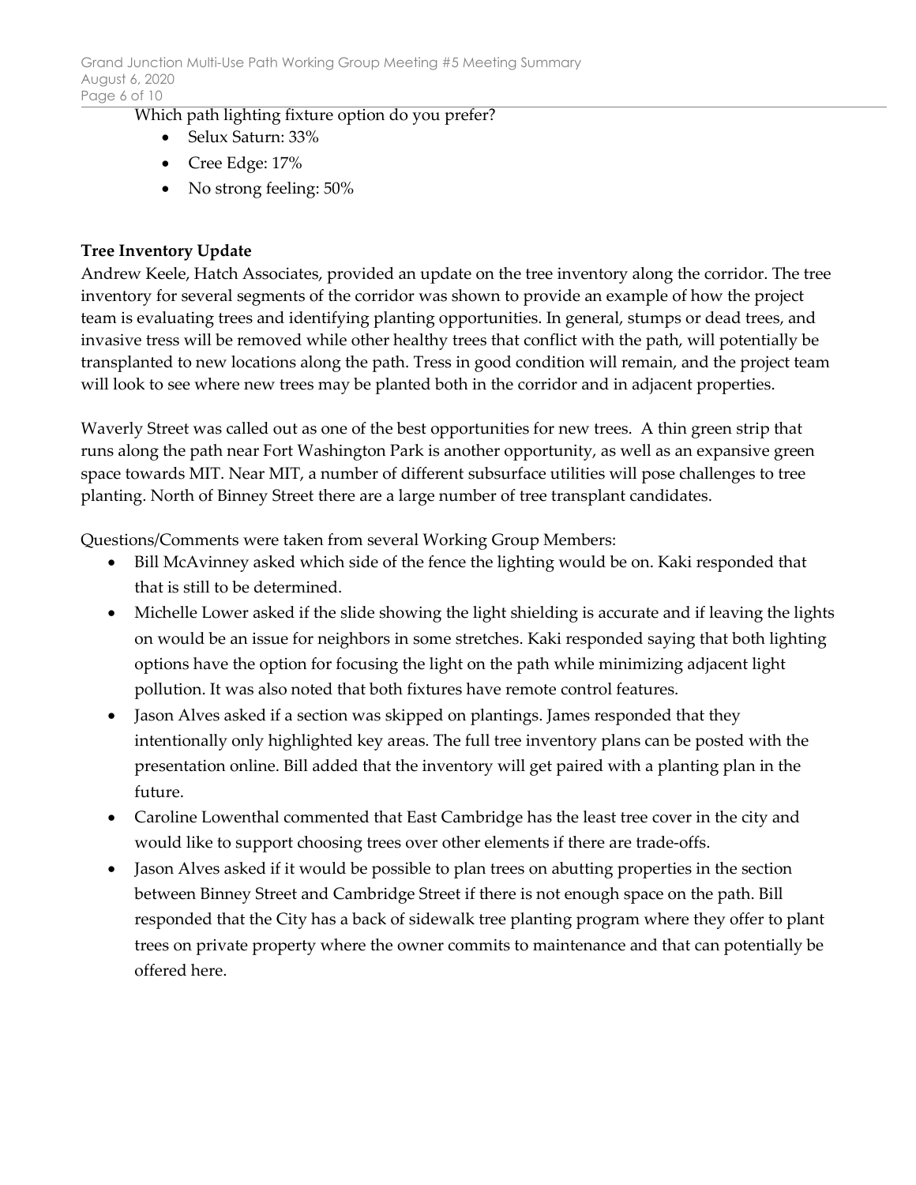Which path lighting fixture option do you prefer?

- Selux Saturn: 33%
- Cree Edge: 17%
- No strong feeling: 50%

**Tree Inventory Update**

Andrew Keele, Hatch Associates, provided an update on the tree inventory along the corridor. The tree inventory for several segments of the corridor was shown to provide an example of how the project team is evaluating trees and identifying planting opportunities. In general, stumps or dead trees, and invasive tress will be removed while other healthy trees that conflict with the path, will potentially be transplanted to new locations along the path. Tress in good condition will remain, and the project team will look to see where new trees may be planted both in the corridor and in adjacent properties.

Waverly Street was called out as one of the best opportunities for new trees. A thin green strip that runs along the path near Fort Washington Park is another opportunity, as well as an expansive green space towards MIT. Near MIT, a number of different subsurface utilities will pose challenges to tree planting. North of Binney Street there are a large number of tree transplant candidates.

Questions/Comments were taken from several Working Group Members:

- Bill McAvinney asked which side of the fence the lighting would be on. Kaki responded that that is still to be determined.
- Michelle Lower asked if the slide showing the light shielding is accurate and if leaving the lights on would be an issue for neighbors in some stretches. Kaki responded saying that both lighting options have the option for focusing the light on the path while minimizing adjacent light pollution. It was also noted that both fixtures have remote control features.
- Jason Alves asked if a section was skipped on plantings. James responded that they intentionally only highlighted key areas. The full tree inventory plans can be posted with the presentation online. Bill added that the inventory will get paired with a planting plan in the future.
- Caroline Lowenthal commented that East Cambridge has the least tree cover in the city and would like to support choosing trees over other elements if there are trade-offs.
- Jason Alves asked if it would be possible to plan trees on abutting properties in the section between Binney Street and Cambridge Street if there is not enough space on the path. Bill responded that the City has a back of sidewalk tree planting program where they offer to plant trees on private property where the owner commits to maintenance and that can potentially be offered here.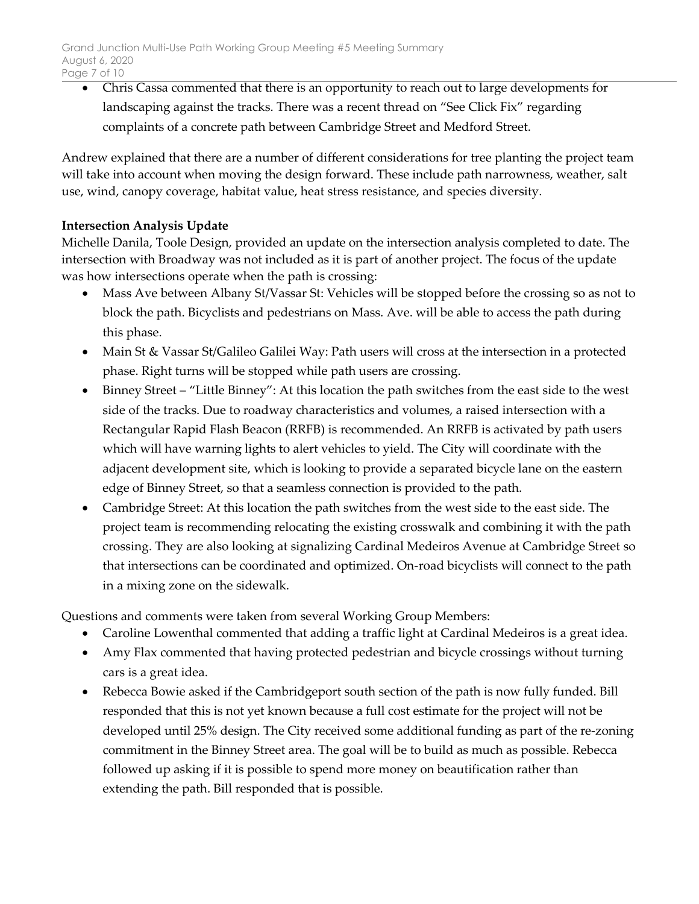- Chris Cassa commented that there is an opportunity to reach out to large developments for landscaping against the tracks. There was a recent thread on "See Click Fix" regarding complaints of a concrete path between Cambridge Street and Medford Street.

Andrew explained that there are a number of different considerations for tree planting the project team will take into account when moving the design forward. These include path narrowness, weather, salt use, wind, canopy coverage, habitat value, heat stress resistance, and species diversity.

**Intersection Analysis Update**

Michelle Danila, Toole Design, provided an update on the intersection analysis completed to date. The intersection with Broadway was not included as it is part of another project. The focus of the update was how intersections operate when the path is crossing:

- Mass Ave between Albany St/Vassar St: Vehicles will be stopped before the crossing so as not to block the path. Bicyclists and pedestrians on Mass. Ave. will be able to access the path during this phase.
- Main St & Vassar St/Galileo Galilei Way: Path users will cross at the intersection in a protected phase. Right turns will be stopped while path users are crossing.
- Binney Street – "Little Binney": At this location the path switches from the east side to the west side of the tracks. Due to roadway characteristics and volumes, a raised intersection with a Rectangular Rapid Flash Beacon (RRFB) is recommended. An RRFB is activated by path users which will have warning lights to alert vehicles to yield. The City will coordinate with the adjacent development site, which is looking to provide a separated bicycle lane on the eastern edge of Binney Street, so that a seamless connection is provided to the path.
- Cambridge Street: At this location the path switches from the west side to the east side. The project team is recommending relocating the existing crosswalk and combining it with the path crossing. They are also looking at signalizing Cardinal Medeiros Avenue at Cambridge Street so that intersections can be coordinated and optimized. On-road bicyclists will connect to the path in a mixing zone on the sidewalk.

Questions and comments were taken from several Working Group Members:

- Caroline Lowenthal commented that adding a traffic light at Cardinal Medeiros is a great idea.
- Amy Flax commented that having protected pedestrian and bicycle crossings without turning cars is a great idea.
- Rebecca Bowie asked if the Cambridgeport south section of the path is now fully funded. Bill responded that this is not yet known because a full cost estimate for the project will not be developed until 25% design. The City received some additional funding as part of the re-zoning commitment in the Binney Street area. The goal will be to build as much as possible. Rebecca followed up asking if it is possible to spend more money on beautification rather than extending the path. Bill responded that is possible.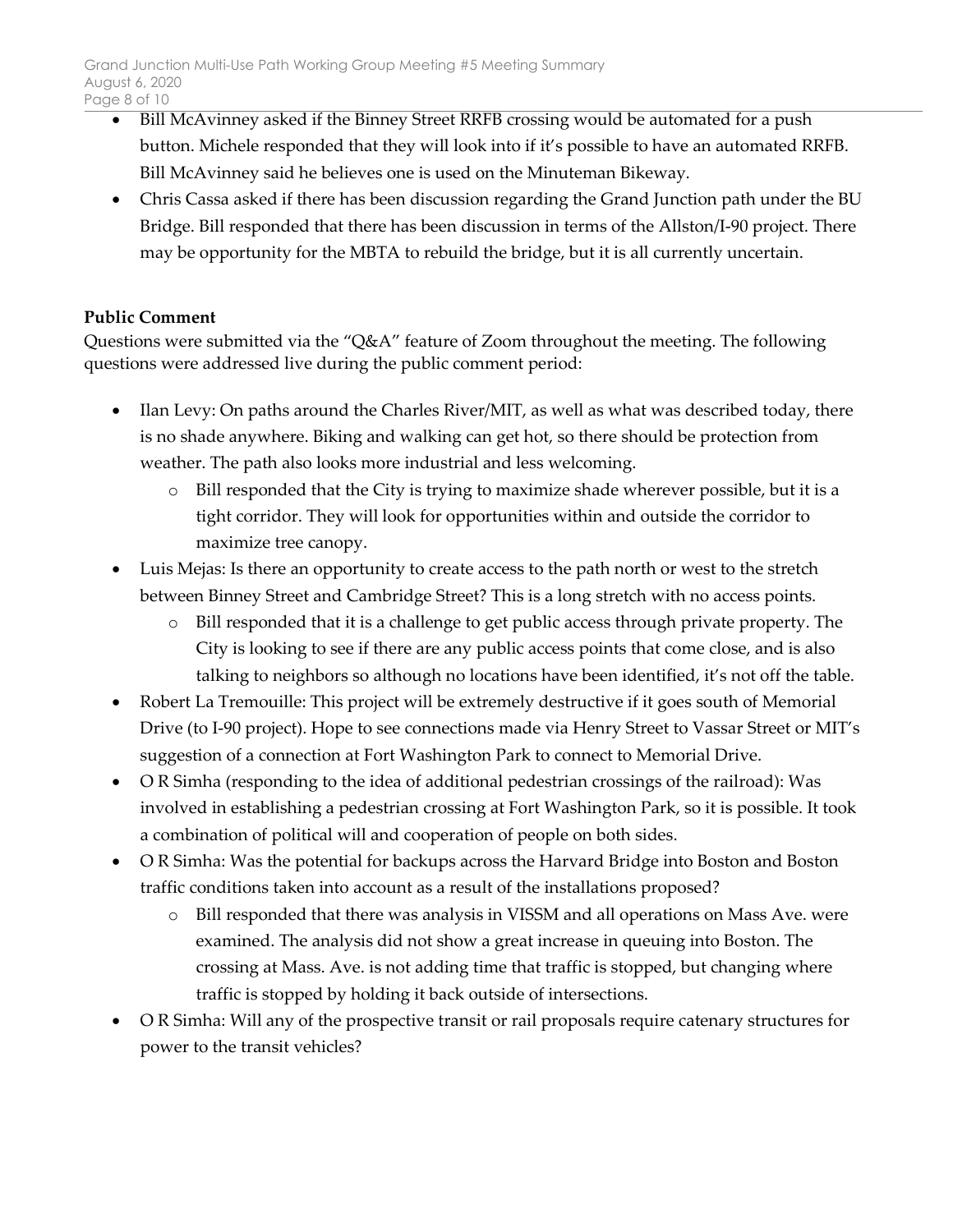- Bill McAvinney asked if the Binney Street RRFB crossing would be automated for a push button. Michele responded that they will look into if it's possible to have an automated RRFB. Bill McAvinney said he believes one is used on the Minuteman Bikeway.
- Chris Cassa asked if there has been discussion regarding the Grand Junction path under the BU Bridge. Bill responded that there has been discussion in terms of the Allston/I-90 project. There may be opportunity for the MBTA to rebuild the bridge, but it is all currently uncertain.

**Public Comment**

Questions were submitted via the "Q&A" feature of Zoom throughout the meeting. The following questions were addressed live during the public comment period:

- Ilan Levy: On paths around the Charles River/MIT, as well as what was described today, there is no shade anywhere. Biking and walking can get hot, so there should be protection from weather. The path also looks more industrial and less welcoming.
  - Bill responded that the City is trying to maximize shade wherever possible, but it is a tight corridor. They will look for opportunities within and outside the corridor to maximize tree canopy.
- Luis Mejas: Is there an opportunity to create access to the path north or west to the stretch between Binney Street and Cambridge Street? This is a long stretch with no access points.
  - Bill responded that it is a challenge to get public access through private property. The City is looking to see if there are any public access points that come close, and is also talking to neighbors so although no locations have been identified, it's not off the table.
- Robert La Tremouille: This project will be extremely destructive if it goes south of Memorial Drive (to I-90 project). Hope to see connections made via Henry Street to Vassar Street or MIT's suggestion of a connection at Fort Washington Park to connect to Memorial Drive.
- O R Simha (responding to the idea of additional pedestrian crossings of the railroad): Was involved in establishing a pedestrian crossing at Fort Washington Park, so it is possible. It took a combination of political will and cooperation of people on both sides.
- O R Simha: Was the potential for backups across the Harvard Bridge into Boston and Boston traffic conditions taken into account as a result of the installations proposed?
  - Bill responded that there was analysis in VISSM and all operations on Mass Ave. were examined. The analysis did not show a great increase in queuing into Boston. The crossing at Mass. Ave. is not adding time that traffic is stopped, but changing where traffic is stopped by holding it back outside of intersections.
- O R Simha: Will any of the prospective transit or rail proposals require catenary structures for power to the transit vehicles?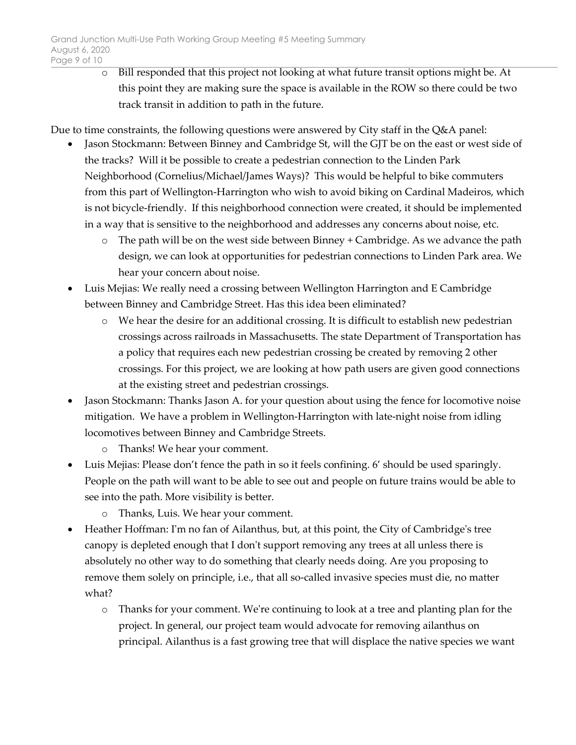- Bill responded that this project not looking at what future transit options might be. At this point they are making sure the space is available in the ROW so there could be two track transit in addition to path in the future.

Due to time constraints, the following questions were answered by City staff in the Q&A panel:

- Jason Stockmann: Between Binney and Cambridge St, will the GJT be on the east or west side of the tracks? Will it be possible to create a pedestrian connection to the Linden Park Neighborhood (Cornelius/Michael/James Ways)? This would be helpful to bike commuters from this part of Wellington-Harrington who wish to avoid biking on Cardinal Madeiros, which is not bicycle-friendly. If this neighborhood connection were created, it should be implemented in a way that is sensitive to the neighborhood and addresses any concerns about noise, etc.
  - The path will be on the west side between Binney + Cambridge. As we advance the path design, we can look at opportunities for pedestrian connections to Linden Park area. We hear your concern about noise.
- Luis Mejias: We really need a crossing between Wellington Harrington and E Cambridge between Binney and Cambridge Street. Has this idea been eliminated?
  - We hear the desire for an additional crossing. It is difficult to establish new pedestrian crossings across railroads in Massachusetts. The state Department of Transportation has a policy that requires each new pedestrian crossing be created by removing 2 other crossings. For this project, we are looking at how path users are given good connections at the existing street and pedestrian crossings.
- Jason Stockmann: Thanks Jason A. for your question about using the fence for locomotive noise mitigation. We have a problem in Wellington-Harrington with late-night noise from idling locomotives between Binney and Cambridge Streets.
  - Thanks! We hear your comment.
- Luis Mejias: Please don't fence the path in so it feels confining. 6' should be used sparingly. People on the path will want to be able to see out and people on future trains would be able to see into the path. More visibility is better.
  - Thanks, Luis. We hear your comment.
- Heather Hoffman: I'm no fan of Ailanthus, but, at this point, the City of Cambridge's tree canopy is depleted enough that I don't support removing any trees at all unless there is absolutely no other way to do something that clearly needs doing. Are you proposing to remove them solely on principle, i.e., that all so-called invasive species must die, no matter what?
  - Thanks for your comment. We're continuing to look at a tree and planting plan for the project. In general, our project team would advocate for removing ailanthus on principal. Ailanthus is a fast growing tree that will displace the native species we want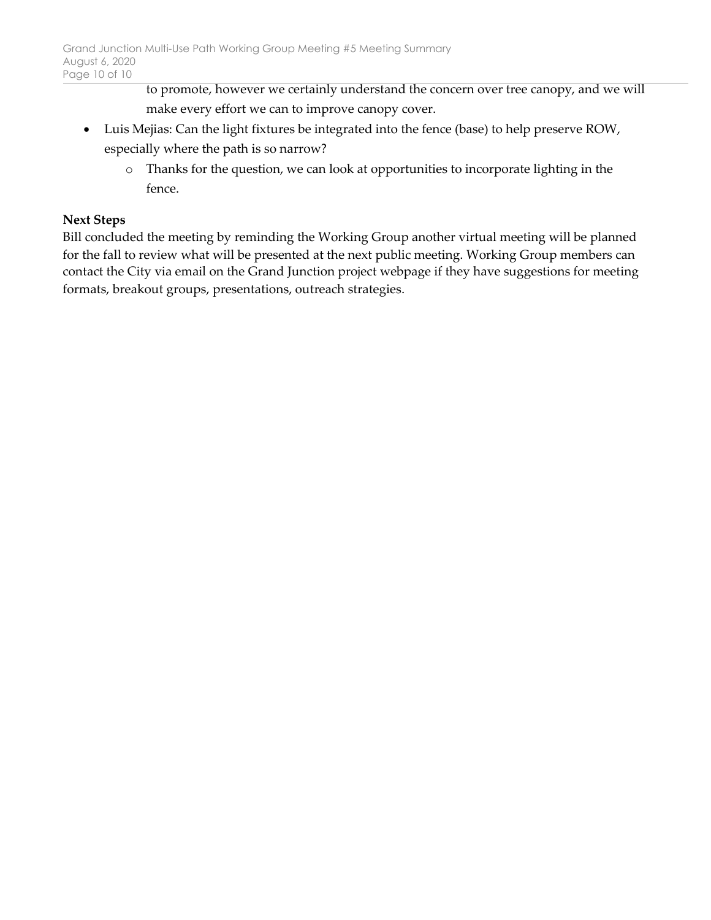to promote, however we certainly understand the concern over tree canopy, and we will make every effort we can to improve canopy cover.

- Luis Mejias: Can the light fixtures be integrated into the fence (base) to help preserve ROW, especially where the path is so narrow?
    - Thanks for the question, we can look at opportunities to incorporate lighting in the fence.

**Next Steps**

Bill concluded the meeting by reminding the Working Group another virtual meeting will be planned for the fall to review what will be presented at the next public meeting. Working Group members can contact the City via email on the Grand Junction project webpage if they have suggestions for meeting formats, breakout groups, presentations, outreach strategies.